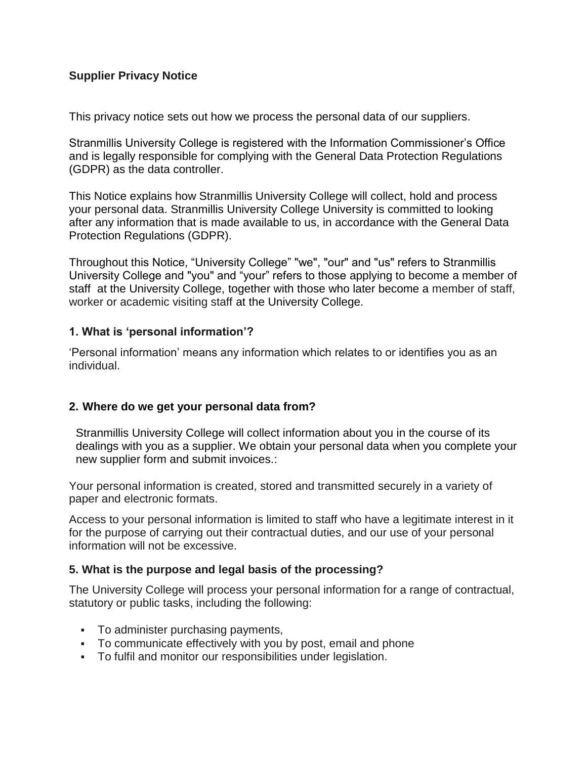**Supplier Privacy Notice**

This privacy notice sets out how we process the personal data of our suppliers.

Stranmillis University College is registered with the Information Commissioner's Office and is legally responsible for complying with the General Data Protection Regulations (GDPR) as the data controller.

This Notice explains how Stranmillis University College will collect, hold and process your personal data. Stranmillis University College University is committed to looking after any information that is made available to us, in accordance with the General Data Protection Regulations (GDPR).

Throughout this Notice, "University College" "we", "our" and "us" refers to Stranmillis University College and "you" and "your" refers to those applying to become a member of staff at the University College, together with those who later become a member of staff, worker or academic visiting staff at the University College.

### 1. What is 'personal information'?

'Personal information' means any information which relates to or identifies you as an individual.

### 2. Where do we get your personal data from?

Stranmillis University College will collect information about you in the course of its dealings with you as a supplier. We obtain your personal data when you complete your new supplier form and submit invoices.:

Your personal information is created, stored and transmitted securely in a variety of paper and electronic formats.

Access to your personal information is limited to staff who have a legitimate interest in it for the purpose of carrying out their contractual duties, and our use of your personal information will not be excessive.

### 5. What is the purpose and legal basis of the processing?

The University College will process your personal information for a range of contractual, statutory or public tasks, including the following:

- To administer purchasing payments,
- To communicate effectively with you by post, email and phone
- To fulfil and monitor our responsibilities under legislation.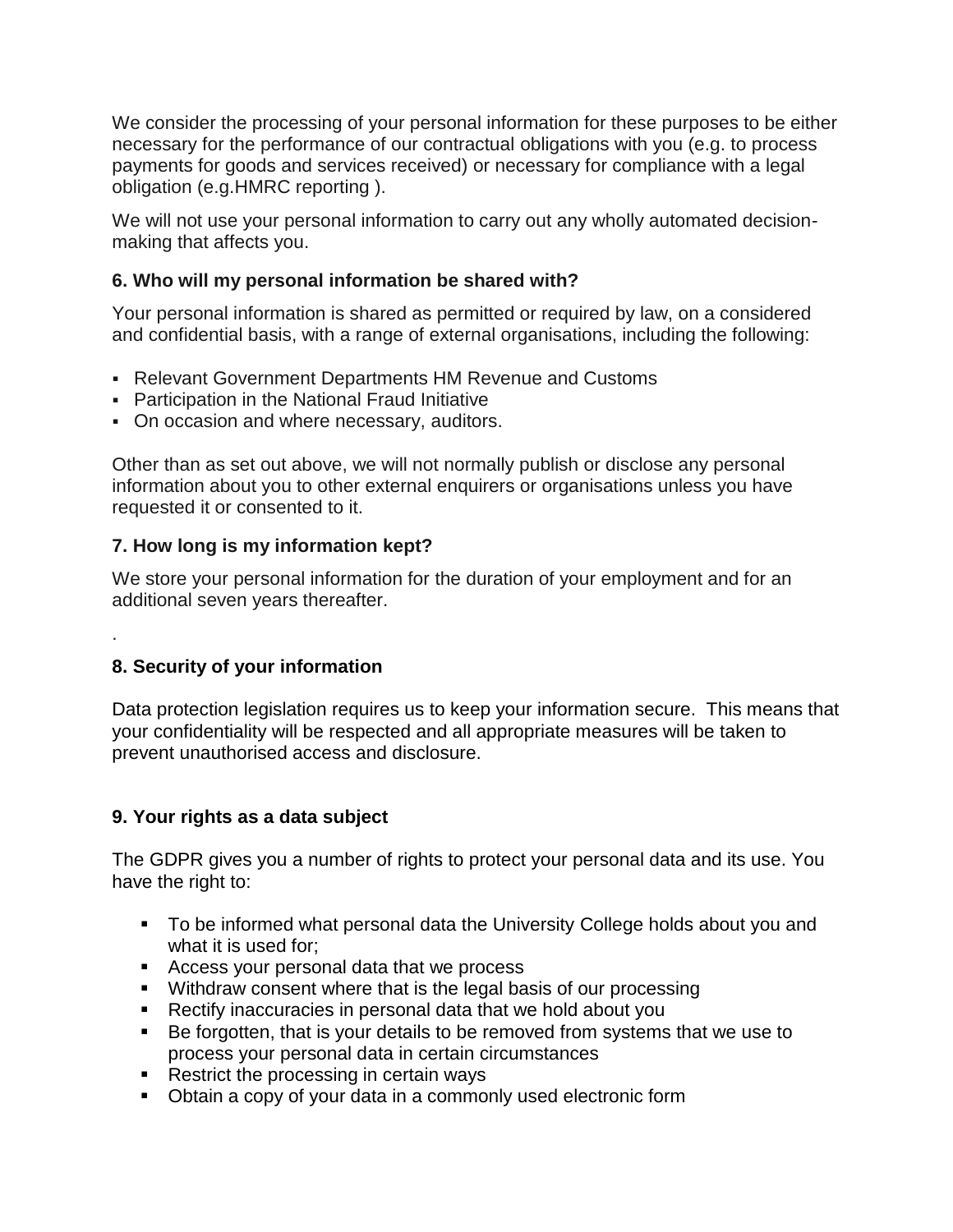We consider the processing of your personal information for these purposes to be either necessary for the performance of our contractual obligations with you (e.g. to process payments for goods and services received) or necessary for compliance with a legal obligation (e.g.HMRC reporting ).

We will not use your personal information to carry out any wholly automated decision-making that affects you.

### 6. Who will my personal information be shared with?

Your personal information is shared as permitted or required by law, on a considered and confidential basis, with a range of external organisations, including the following:

- Relevant Government Departments HM Revenue and Customs
- Participation in the National Fraud Initiative
- On occasion and where necessary, auditors.

Other than as set out above, we will not normally publish or disclose any personal information about you to other external enquirers or organisations unless you have requested it or consented to it.

### 7. How long is my information kept?

We store your personal information for the duration of your employment and for an additional seven years thereafter.

.

### 8. Security of your information

Data protection legislation requires us to keep your information secure. This means that your confidentiality will be respected and all appropriate measures will be taken to prevent unauthorised access and disclosure.

### 9. Your rights as a data subject

The GDPR gives you a number of rights to protect your personal data and its use. You have the right to:

- To be informed what personal data the University College holds about you and what it is used for;
- Access your personal data that we process
- Withdraw consent where that is the legal basis of our processing
- Rectify inaccuracies in personal data that we hold about you
- Be forgotten, that is your details to be removed from systems that we use to process your personal data in certain circumstances
- Restrict the processing in certain ways
- Obtain a copy of your data in a commonly used electronic form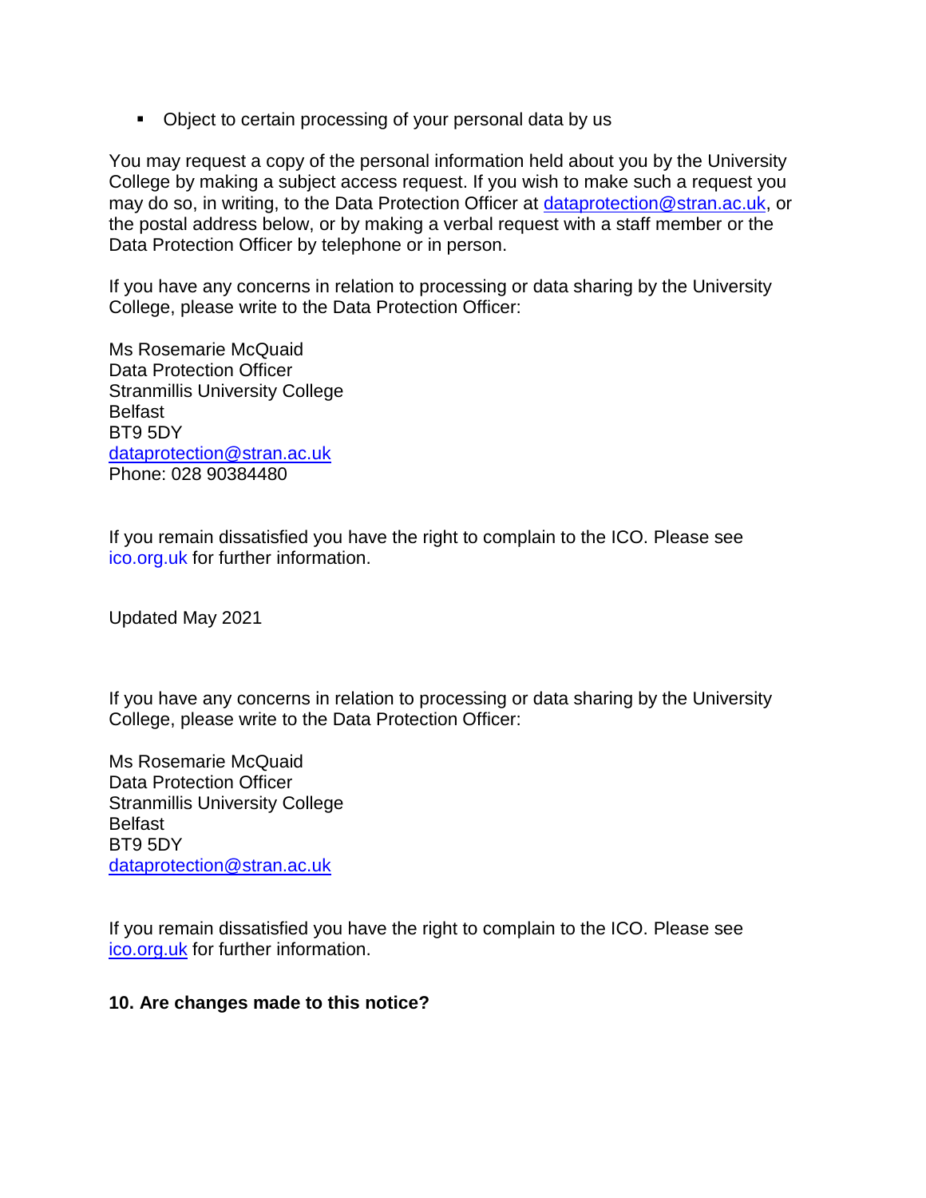- Object to certain processing of your personal data by us

You may request a copy of the personal information held about you by the University College by making a subject access request. If you wish to make such a request you may do so, in writing, to the Data Protection Officer at dataprotection@stran.ac.uk, or the postal address below, or by making a verbal request with a staff member or the Data Protection Officer by telephone or in person.

If you have any concerns in relation to processing or data sharing by the University College, please write to the Data Protection Officer:

Ms Rosemarie McQuaid
Data Protection Officer
Stranmillis University College
Belfast
BT9 5DY
dataprotection@stran.ac.uk
Phone: 028 90384480

If you remain dissatisfied you have the right to complain to the ICO. Please see ico.org.uk for further information.

Updated May 2021

If you have any concerns in relation to processing or data sharing by the University College, please write to the Data Protection Officer:

Ms Rosemarie McQuaid
Data Protection Officer
Stranmillis University College
Belfast
BT9 5DY
dataprotection@stran.ac.uk

If you remain dissatisfied you have the right to complain to the ICO. Please see ico.org.uk for further information.

**10. Are changes made to this notice?**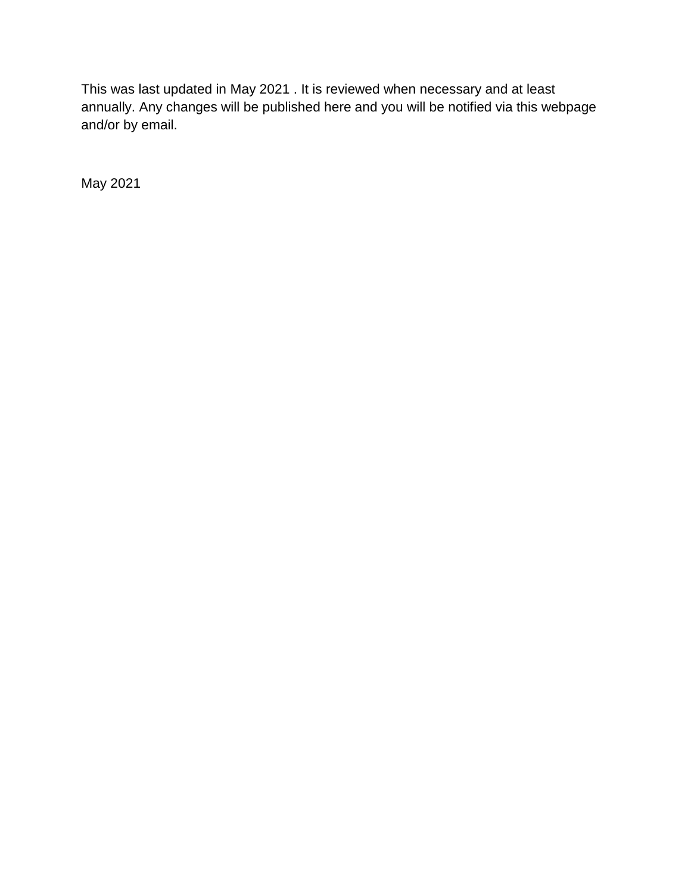This was last updated in May 2021 . It is reviewed when necessary and at least annually. Any changes will be published here and you will be notified via this webpage and/or by email.

May 2021